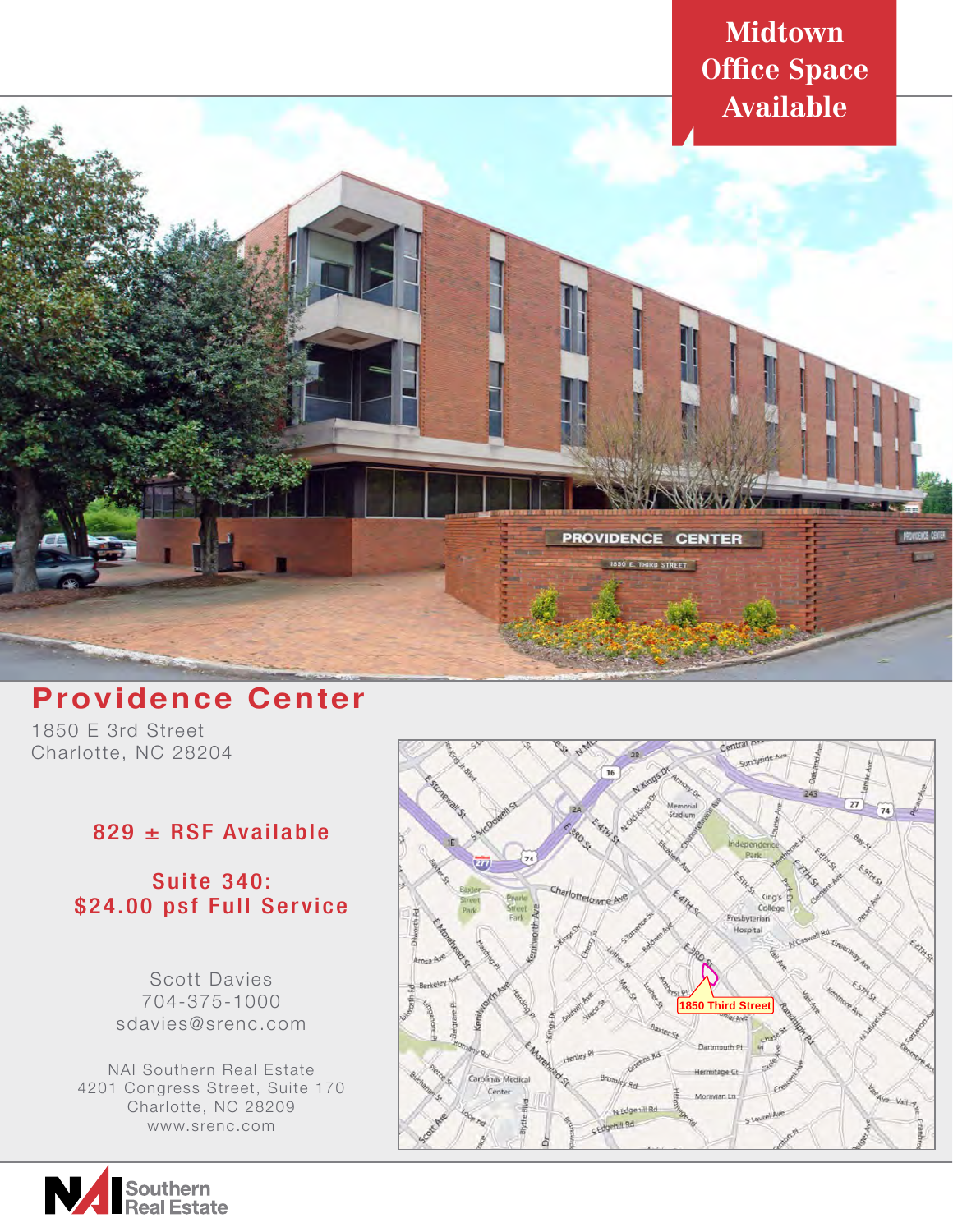# Midtown Office Space Available

## Providence Center

1850 E 3rd Street
Charlotte, NC 28204

**829 ± RSF Available**

**Suite 340:**
**$24.00 psf Full Service**

Scott Davies
704-375-1000
sdavies@srenc.com

NAI Southern Real Estate
4201 Congress Street, Suite 170
Charlotte, NC 28209
www.srenc.com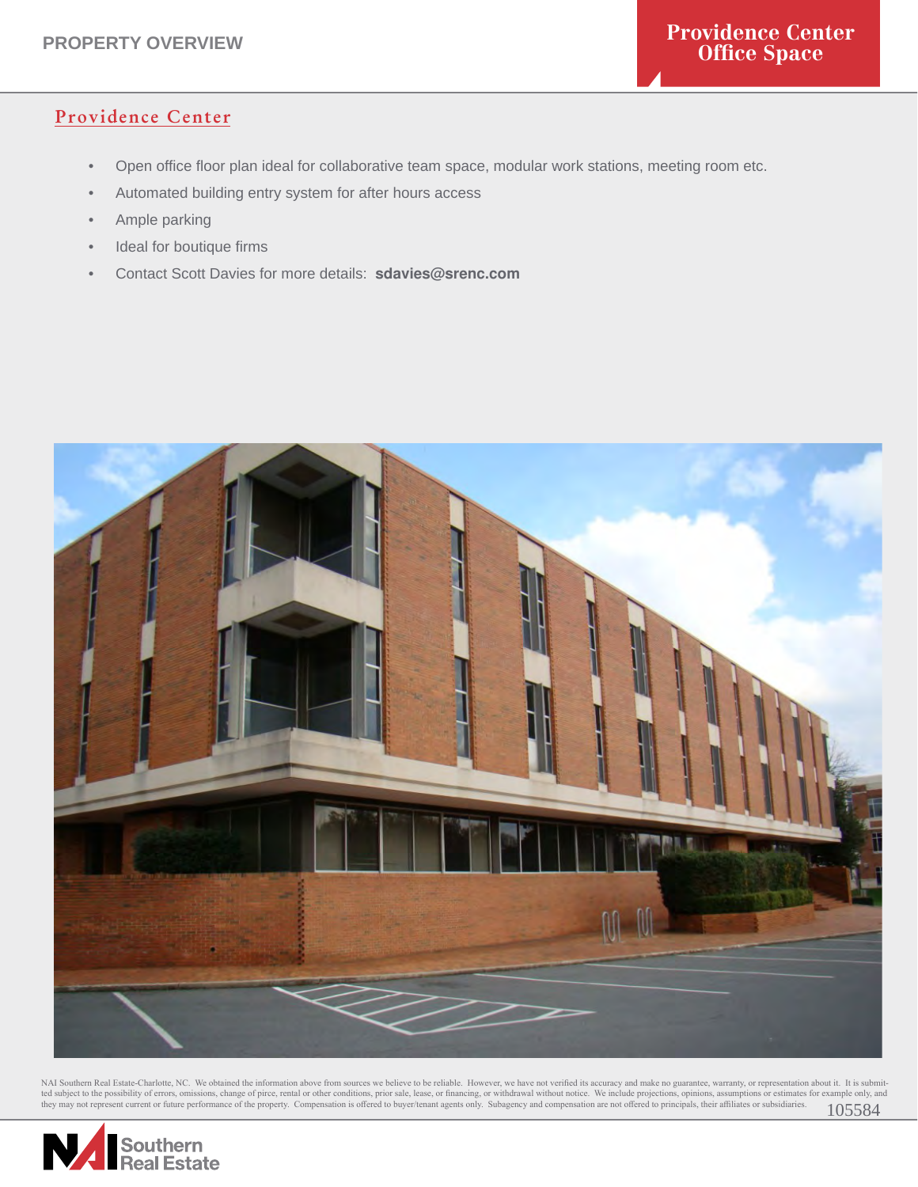# Providence Center Office Space

PROPERTY OVERVIEW

## Providence Center

- Open office floor plan ideal for collaborative team space, modular work stations, meeting room etc.
- Automated building entry system for after hours access
- Ample parking
- Ideal for boutique firms
- Contact Scott Davies for more details: **sdavies@srenc.com**

NAI Southern Real Estate-Charlotte, NC. We obtained the information above from sources we believe to be reliable. However, we have not verified its accuracy and make no guarantee, warranty, or representation about it. It is submitted subject to the possibility of errors, omissions, change of pirce, rental or other conditions, prior sale, lease, or financing, or withdrawal without notice. We include projections, opinions, assumptions or estimates for example only, and they may not represent current or future performance of the property. Compensation is offered to buyer/tenant agents only. Subagency and compensation are not offered to principals, their affiliates or subsidiaries.

105584

NAI Southern Real Estate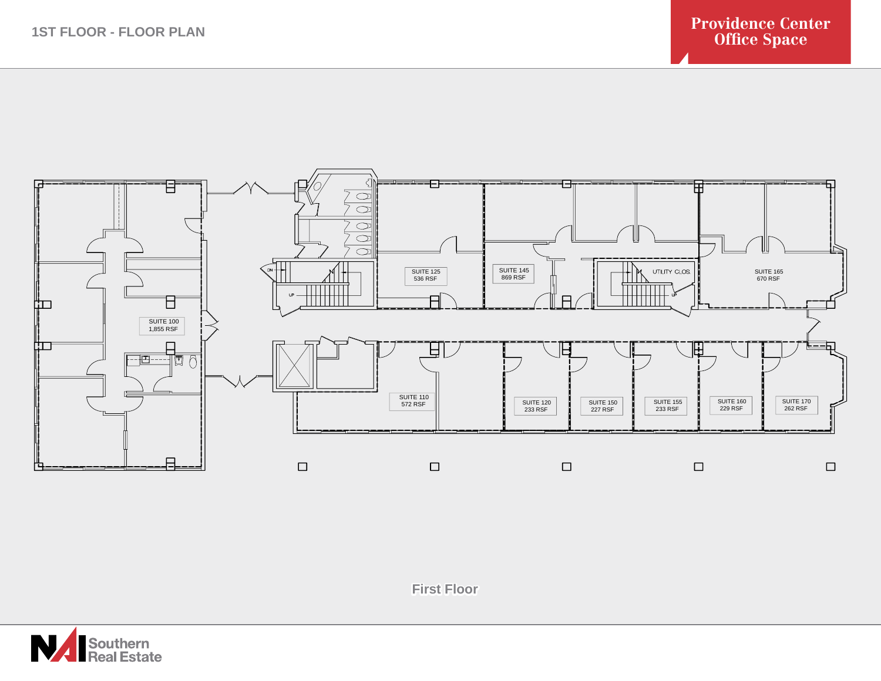# 1ST FLOOR - FLOOR PLAN

**Providence Center Office Space**

SUITE 100
1,855 RSF

SUITE 125
536 RSF

SUITE 145
869 RSF

UTILITY CLOS.

SUITE 165
670 RSF

SUITE 110
572 RSF

SUITE 120
233 RSF

SUITE 150
227 RSF

SUITE 155
233 RSF

SUITE 160
229 RSF

SUITE 170
262 RSF

DN

UP

UP

First Floor

Southern Real Estate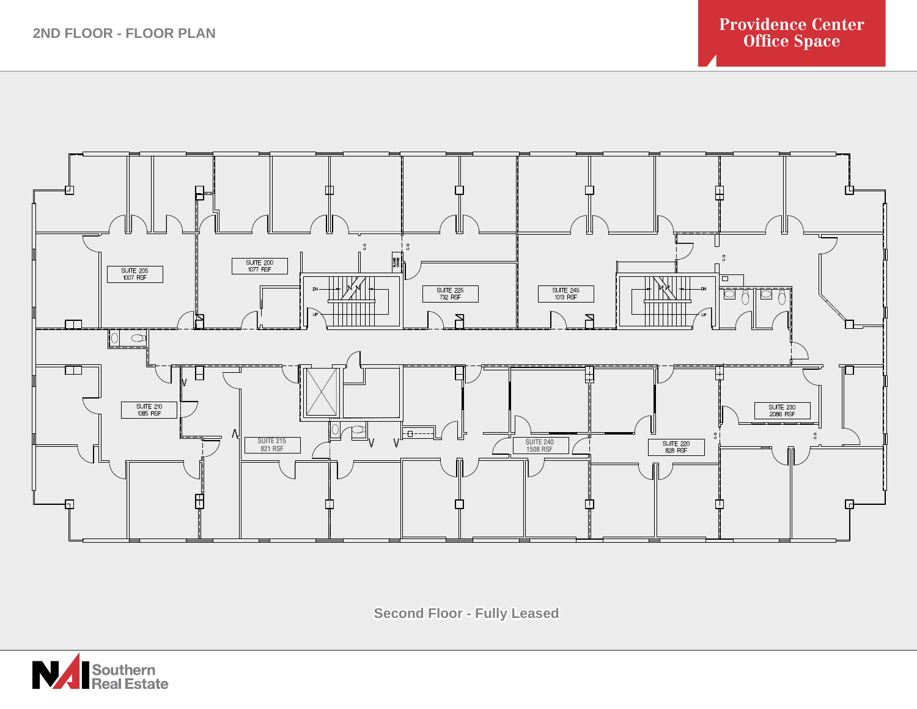## 2ND FLOOR - FLOOR PLAN

**Providence Center Office Space**

SUITE 205
1007 RSF

SUITE 200
1077 RSF

SUITE 225
732 RSF

SUITE 245
1013 RSF

SUITE 210
1085 RSF

SUITE 215
821 RSF

SUITE 240
1508 RSF

SUITE 220
828 RSF

SUITE 230
2086 RSF

**Second Floor - Fully Leased**

NAI Southern Real Estate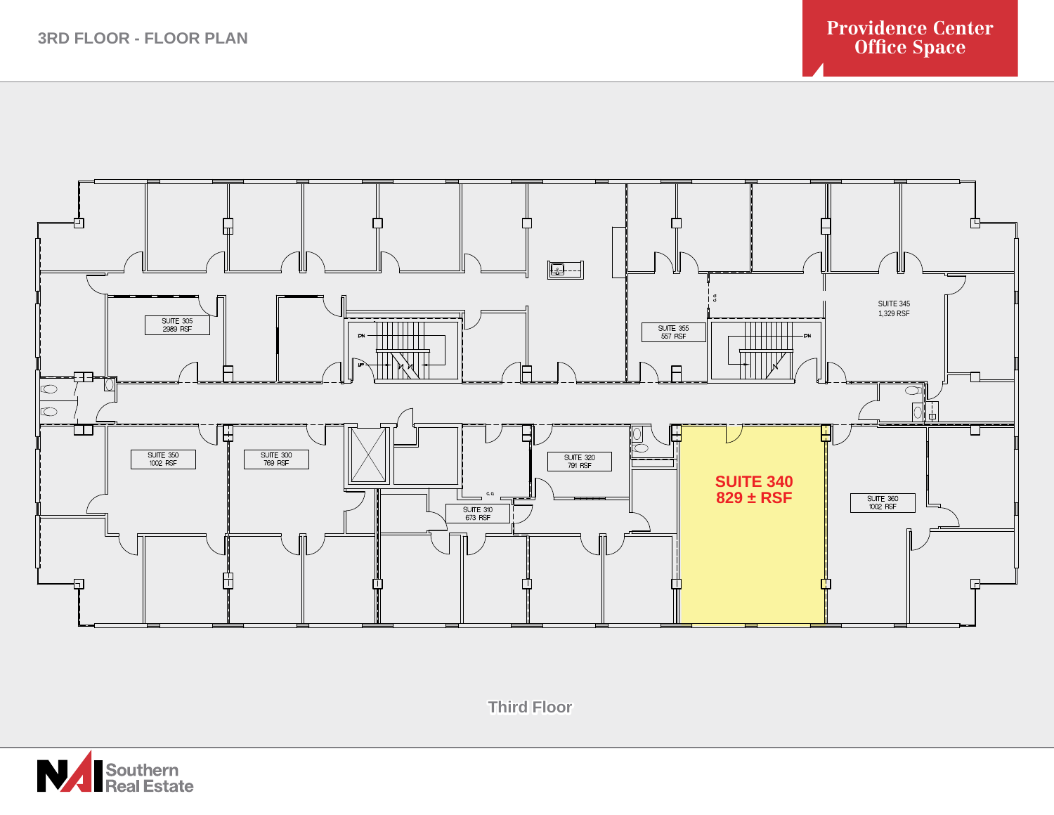# 3RD FLOOR - FLOOR PLAN

**Providence Center Office Space**

SUITE 305
2989 RSF

SUITE 355
557 RSF

SUITE 345
1,329 RSF

SUITE 350
1002 RSF

SUITE 300
769 RSF

SUITE 310
673 RSF

SUITE 320
791 RSF

**SUITE 340**
**829 ± RSF**

SUITE 360
1002 RSF

Third Floor

NAI Southern Real Estate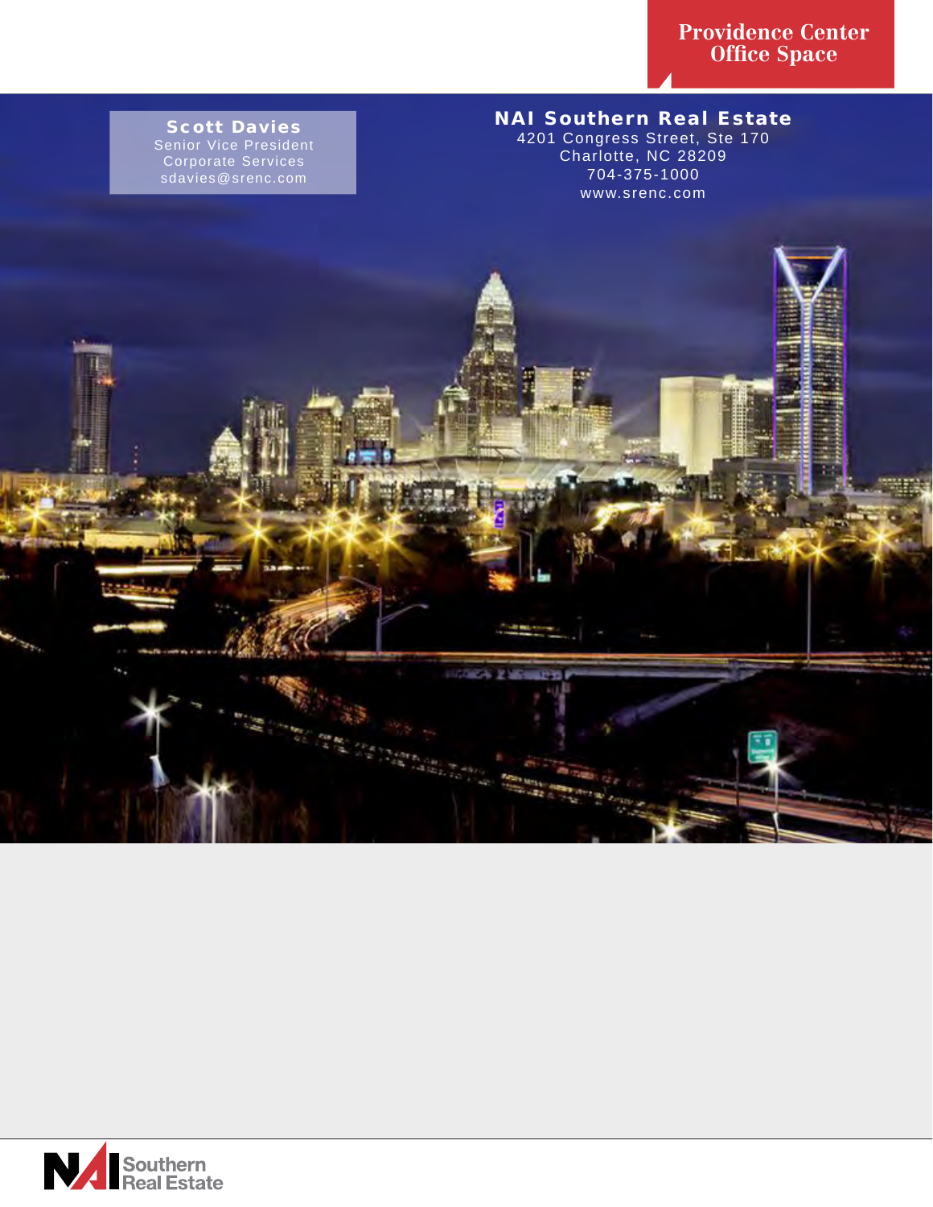# Providence Center Office Space

**Scott Davies**
Senior Vice President
Corporate Services
sdavies@srenc.com

**NAI Southern Real Estate**
4201 Congress Street, Ste 170
Charlotte, NC 28209
704-375-1000
www.srenc.com

NAI Southern Real Estate